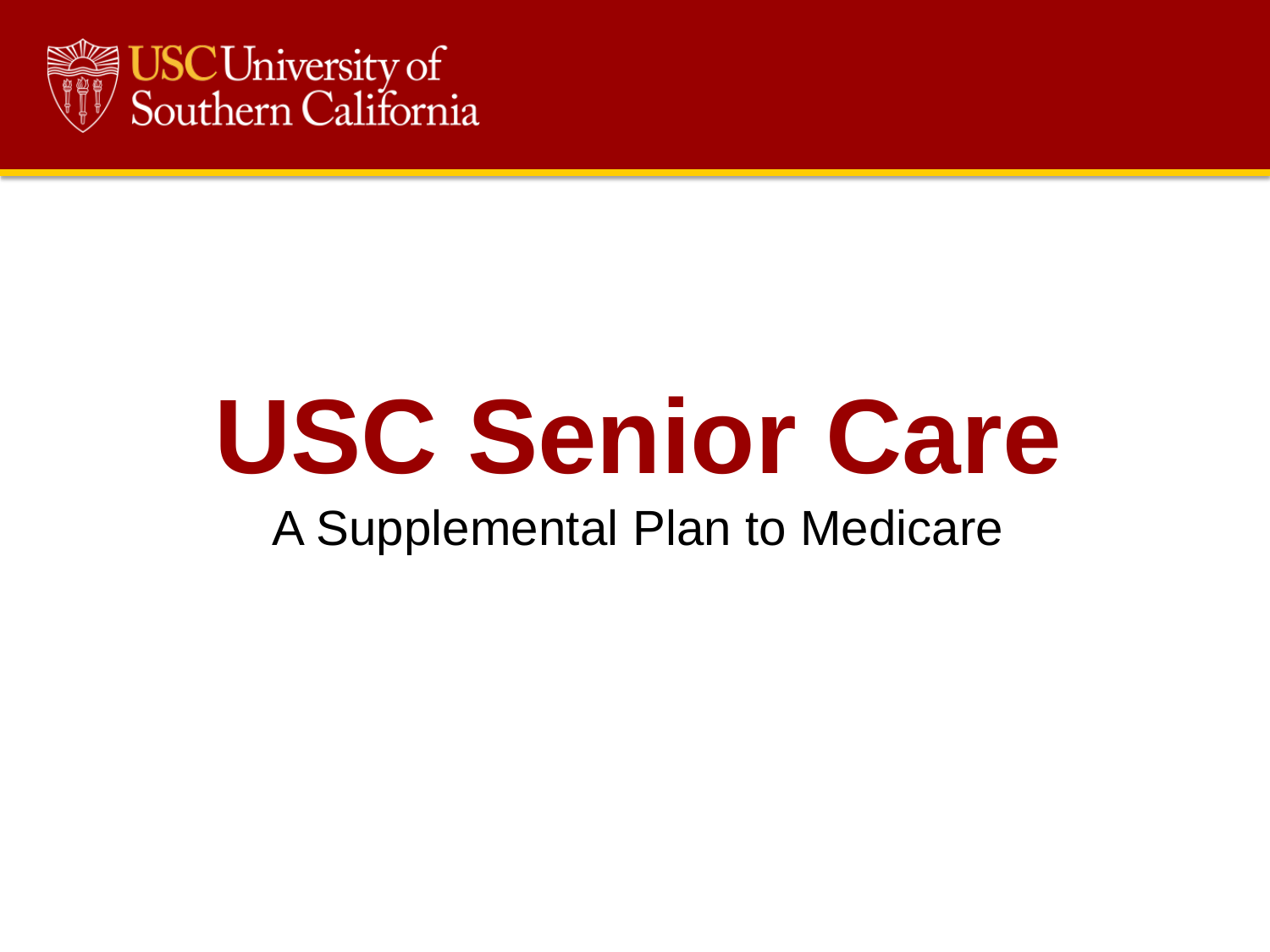USC University of Southern California

# USC Senior Care

A Supplemental Plan to Medicare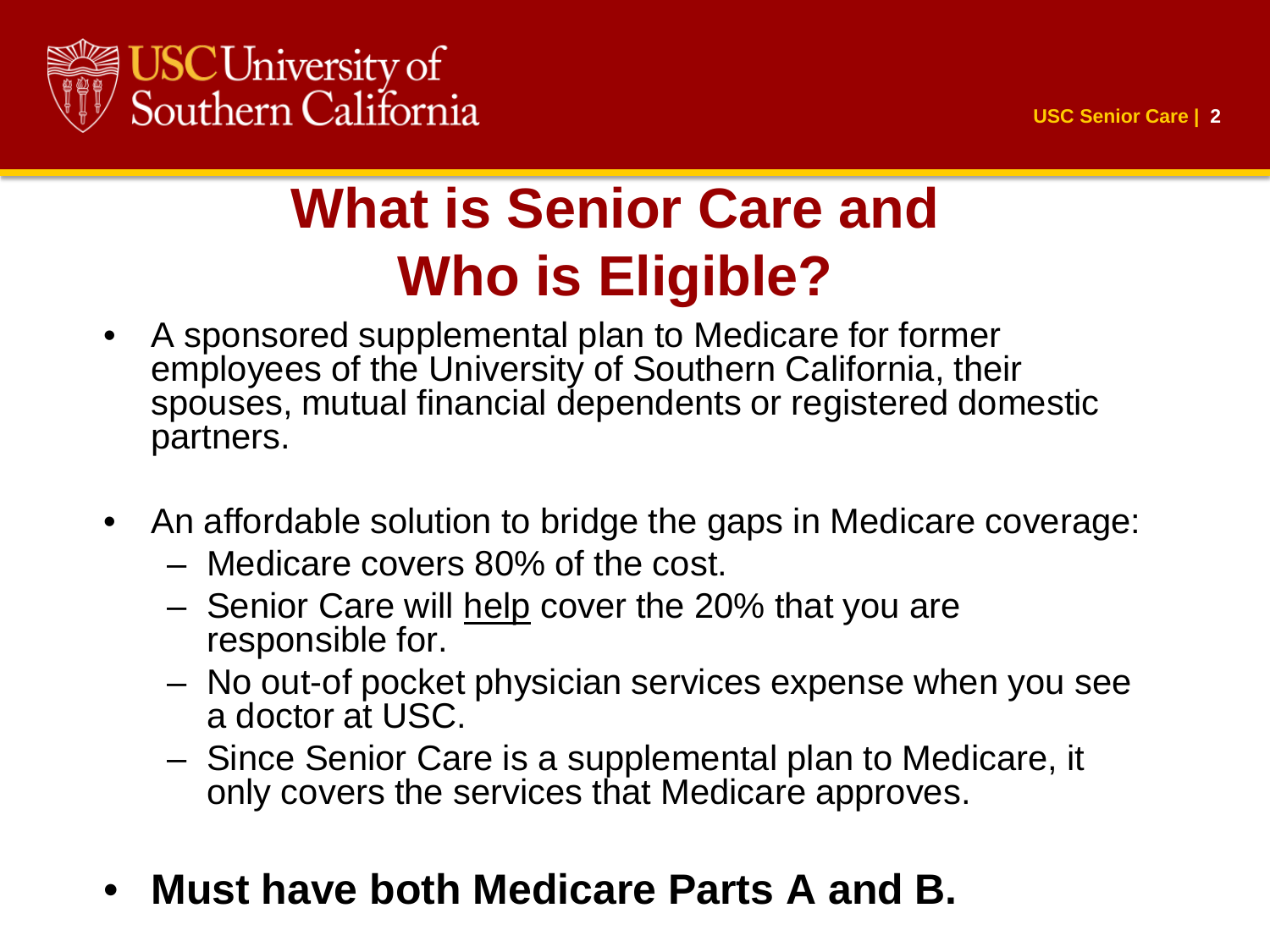# What is Senior Care and Who is Eligible?

- A sponsored supplemental plan to Medicare for former employees of the University of Southern California, their spouses, mutual financial dependents or registered domestic partners.

- An affordable solution to bridge the gaps in Medicare coverage:
  - Medicare covers 80% of the cost.
  - Senior Care will help cover the 20% that you are responsible for.
  - No out-of pocket physician services expense when you see a doctor at USC.
  - Since Senior Care is a supplemental plan to Medicare, it only covers the services that Medicare approves.

- **Must have both Medicare Parts A and B.**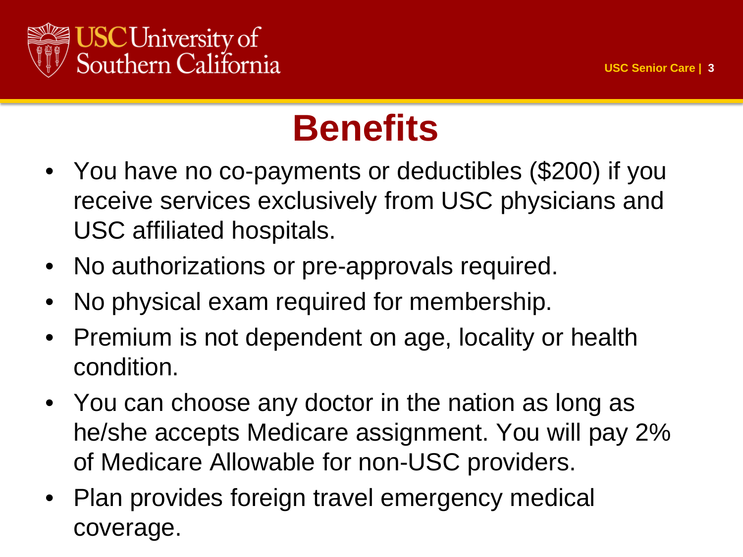# Benefits

- You have no co-payments or deductibles ($200) if you receive services exclusively from USC physicians and USC affiliated hospitals.
- No authorizations or pre-approvals required.
- No physical exam required for membership.
- Premium is not dependent on age, locality or health condition.
- You can choose any doctor in the nation as long as he/she accepts Medicare assignment. You will pay 2% of Medicare Allowable for non-USC providers.
- Plan provides foreign travel emergency medical coverage.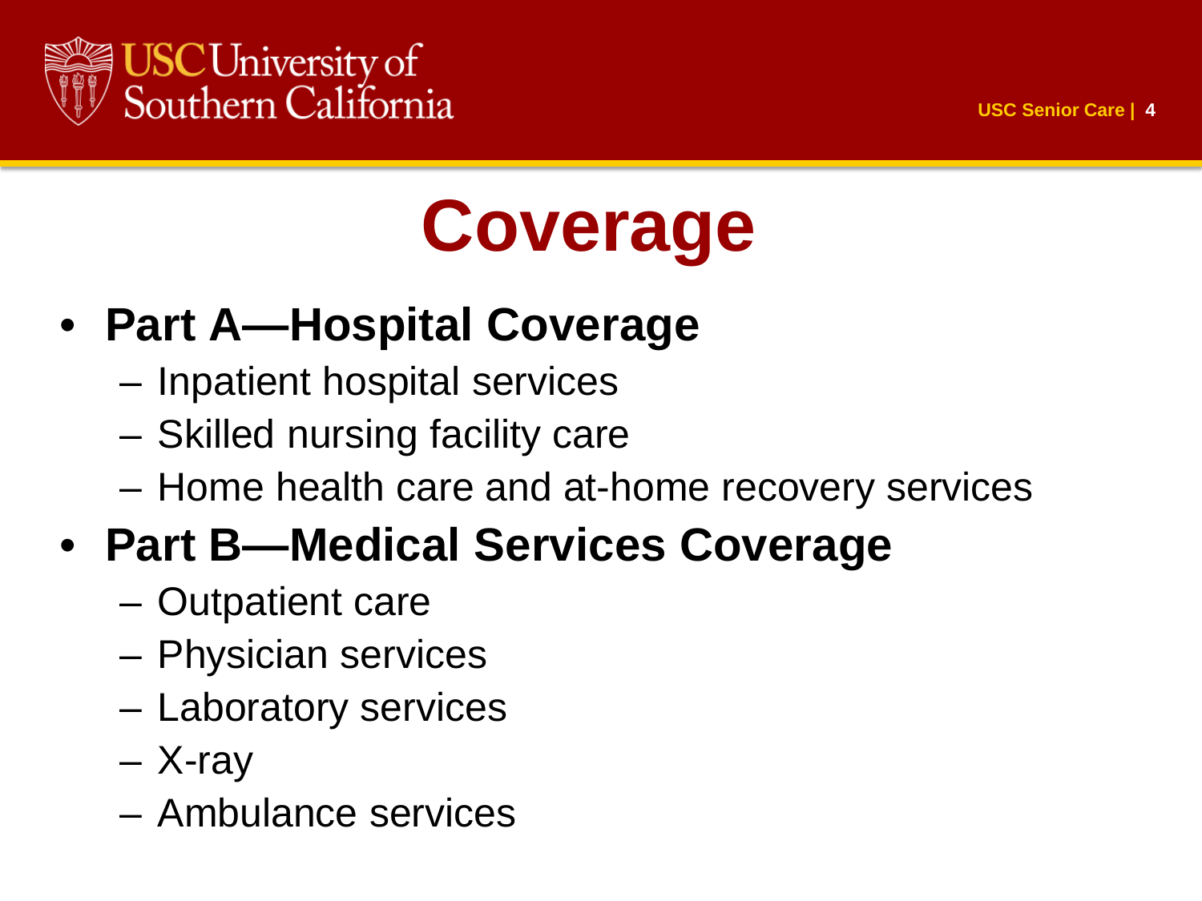# Coverage

- **Part A—Hospital Coverage**
  - Inpatient hospital services
  - Skilled nursing facility care
  - Home health care and at-home recovery services
- **Part B—Medical Services Coverage**
  - Outpatient care
  - Physician services
  - Laboratory services
  - X-ray
  - Ambulance services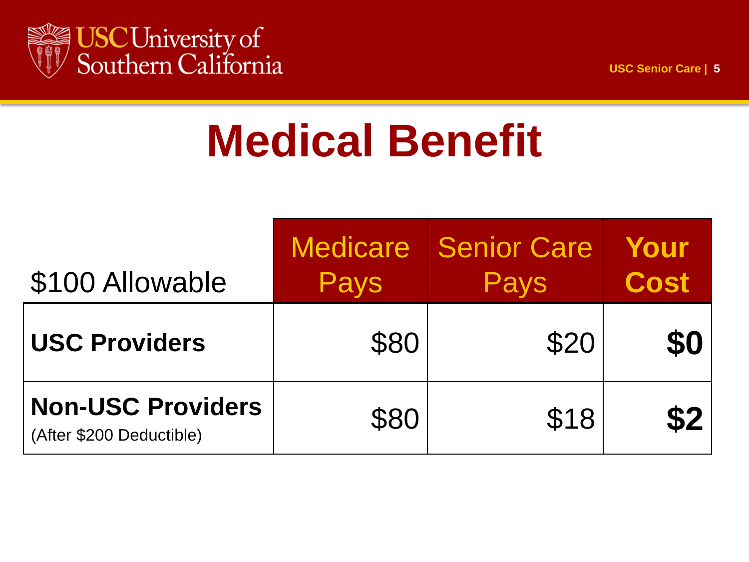# Medical Benefit

| $100 Allowable | Medicare Pays | Senior Care Pays | **Your Cost** |
|---|---|---|---|
| **USC Providers** | $80 | $20 | **$0** |
| **Non-USC Providers** (After $200 Deductible) | $80 | $18 | **$2** |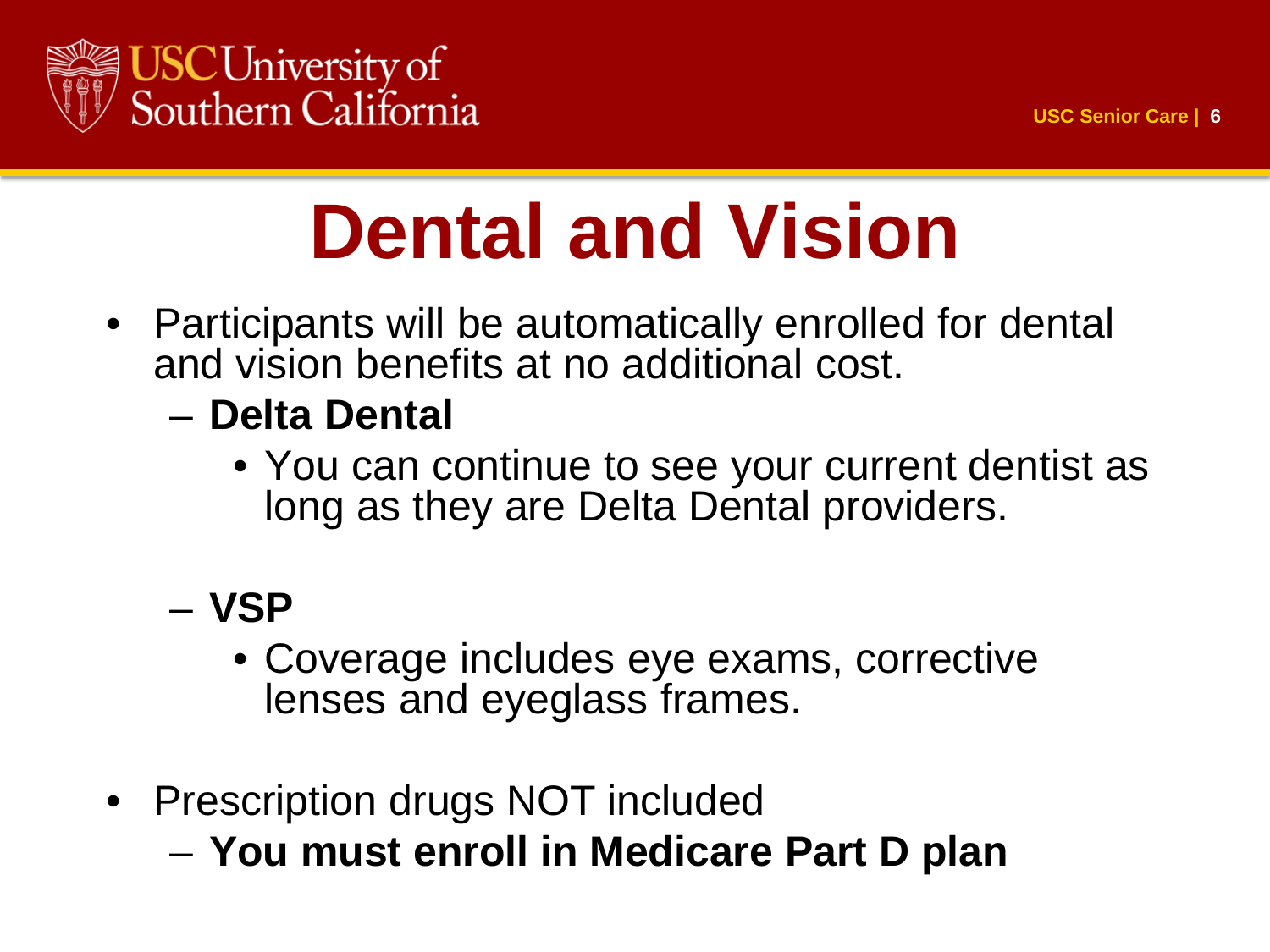# Dental and Vision

- Participants will be automatically enrolled for dental and vision benefits at no additional cost.
  - **Delta Dental**
    - You can continue to see your current dentist as long as they are Delta Dental providers.
  - **VSP**
    - Coverage includes eye exams, corrective lenses and eyeglass frames.
- Prescription drugs NOT included
  - **You must enroll in Medicare Part D plan**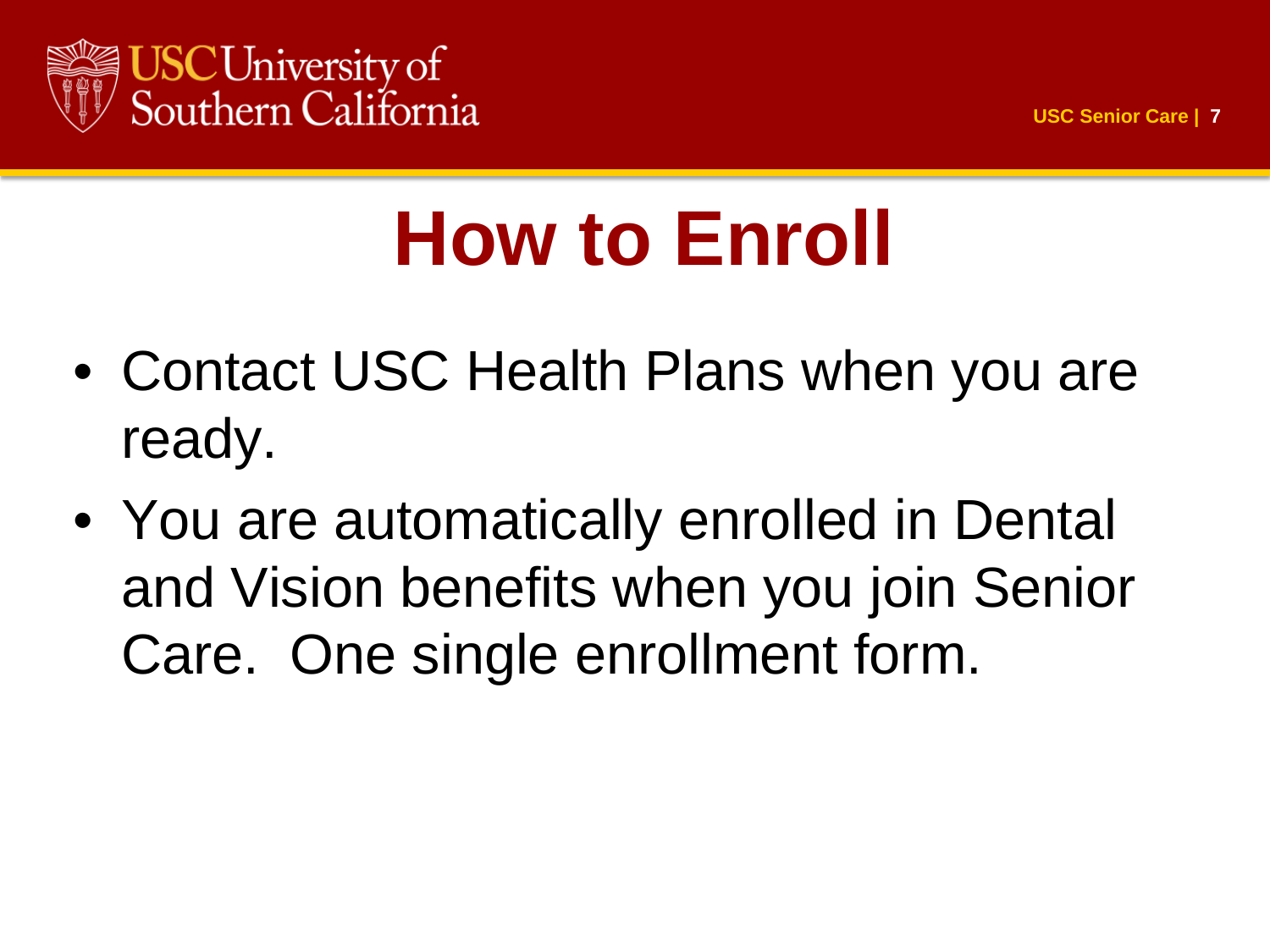# How to Enroll

- Contact USC Health Plans when you are ready.
- You are automatically enrolled in Dental and Vision benefits when you join Senior Care. One single enrollment form.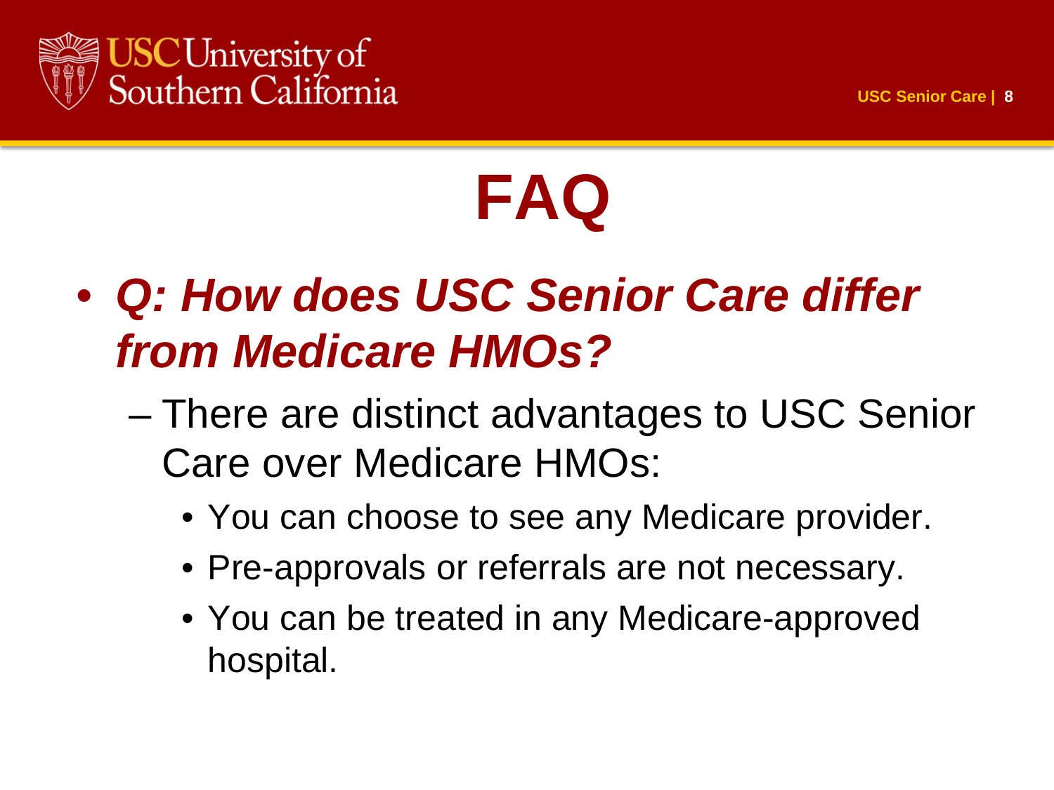# FAQ

- ***Q: How does USC Senior Care differ from Medicare HMOs?***
  - There are distinct advantages to USC Senior Care over Medicare HMOs:
    - You can choose to see any Medicare provider.
    - Pre-approvals or referrals are not necessary.
    - You can be treated in any Medicare-approved hospital.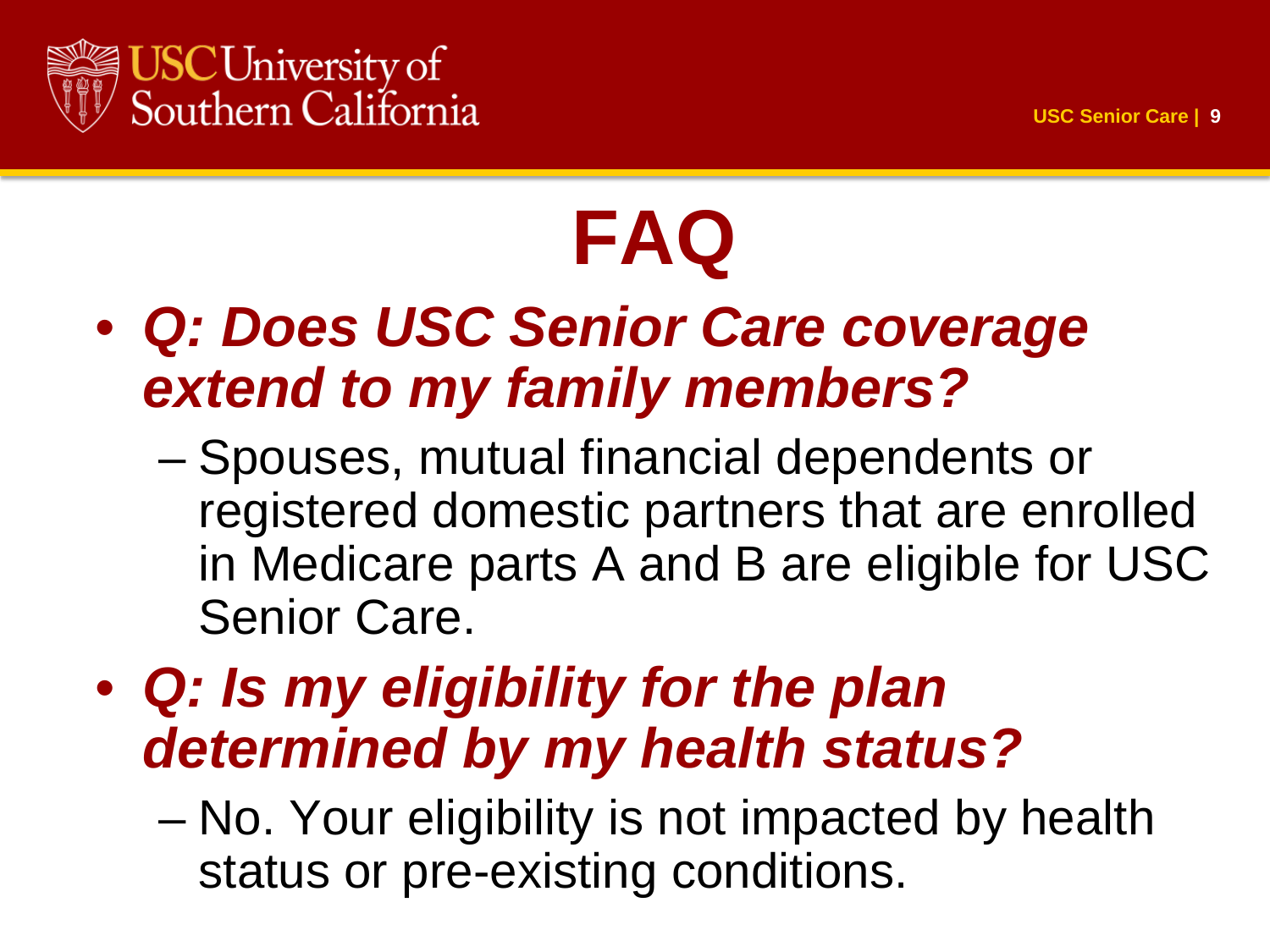# FAQ

- ***Q: Does USC Senior Care coverage extend to my family members?***
  - Spouses, mutual financial dependents or registered domestic partners that are enrolled in Medicare parts A and B are eligible for USC Senior Care.
- ***Q: Is my eligibility for the plan determined by my health status?***
  - No. Your eligibility is not impacted by health status or pre-existing conditions.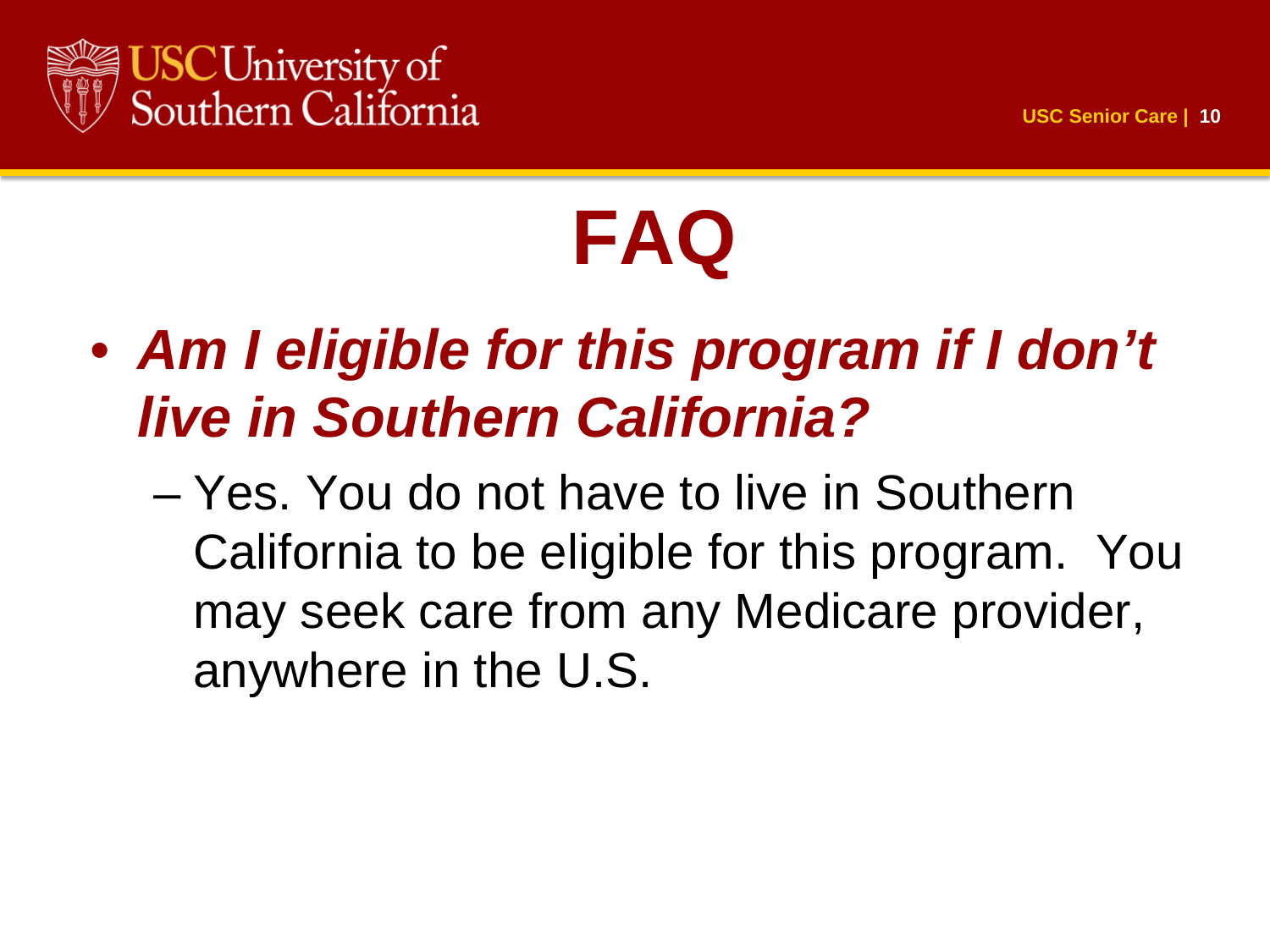# FAQ

- ***Am I eligible for this program if I don't live in Southern California?***
  - Yes. You do not have to live in Southern California to be eligible for this program. You may seek care from any Medicare provider, anywhere in the U.S.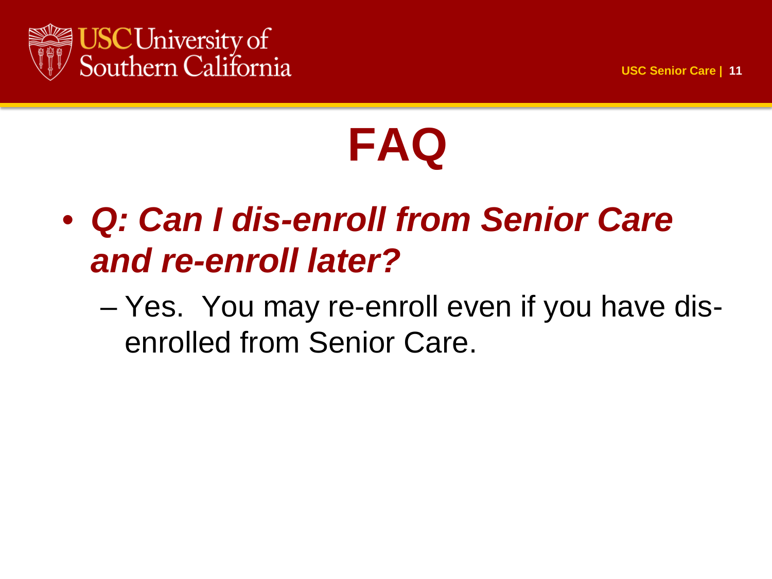# FAQ

- ***Q: Can I dis-enroll from Senior Care and re-enroll later?***
  - Yes. You may re-enroll even if you have dis-enrolled from Senior Care.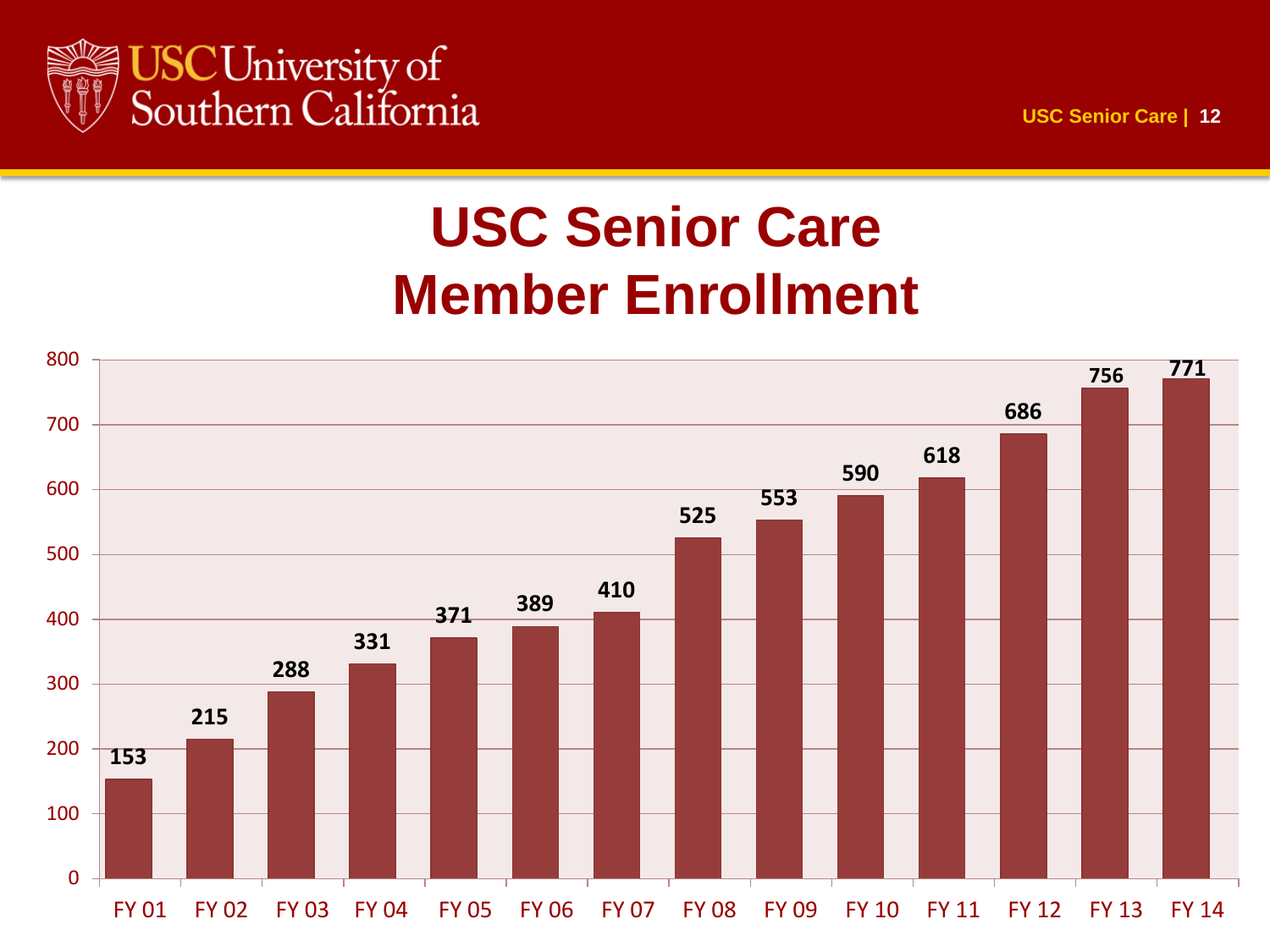# USC Senior Care Member Enrollment

| Fiscal Year | Member Enrollment |
|---|---|
| FY 01 | 153 |
| FY 02 | 215 |
| FY 03 | 288 |
| FY 04 | 331 |
| FY 05 | 371 |
| FY 06 | 389 |
| FY 07 | 410 |
| FY 08 | 525 |
| FY 09 | 553 |
| FY 10 | 590 |
| FY 11 | 618 |
| FY 12 | 686 |
| FY 13 | 756 |
| FY 14 | 771 |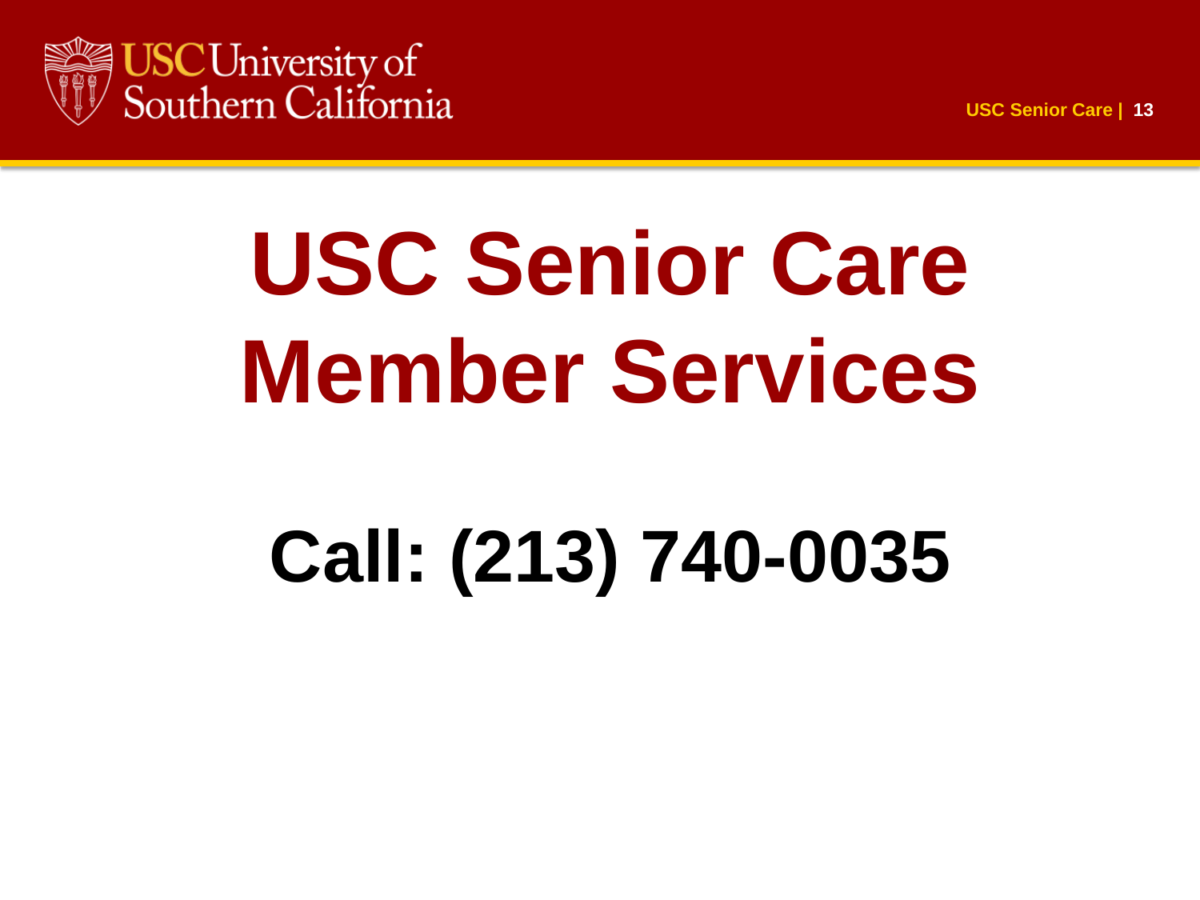# USC Senior Care Member Services

## Call: (213) 740-0035